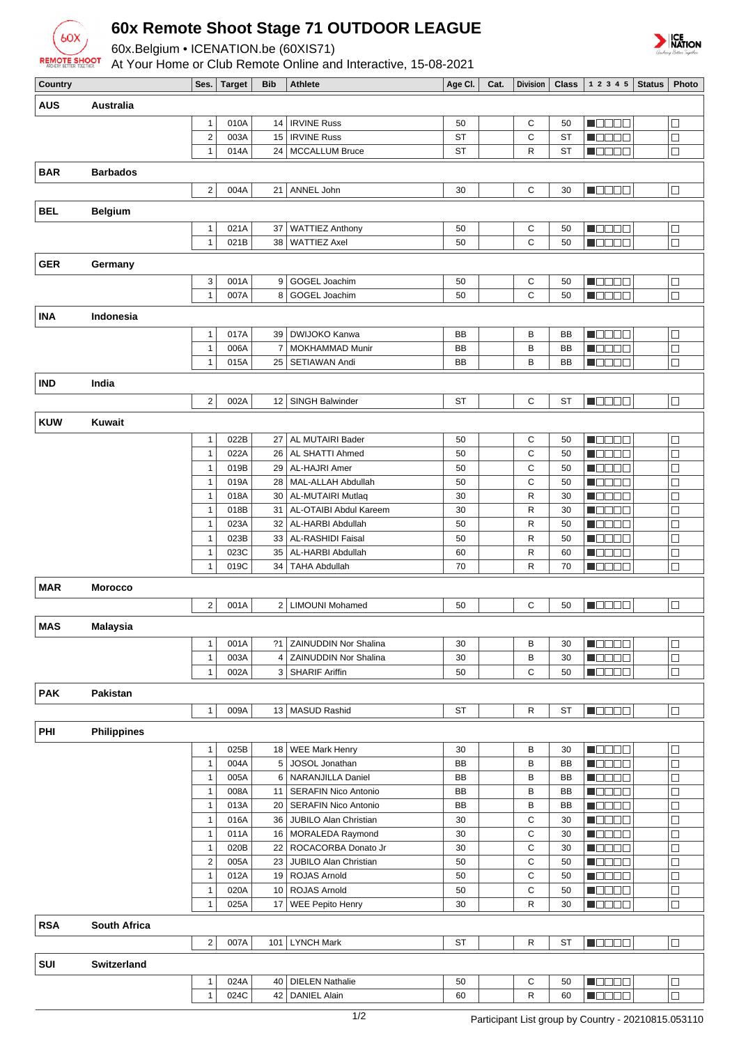# 60x Remote Shoot Stage 71 OUTDOOR LEAGUE

60x.Belgium • ICENATION.be (60XIS71)

At Your Home or Club Remote Online and Interactive, 15-08-2021

| Country | | Ses. | Target | Bib | Athlete | Age Cl. | Cat. | Division | Class | 1 2 3 4 5 | Status | Photo |
|---|---|---|---|---|---|---|---|---|---|---|---|---|
| **AUS** | **Australia** | | | | | | | | | | | |
| | | 1 | 010A | 14 | IRVINE Russ | 50 | | C | 50 | | | |
| | | 2 | 003A | 15 | IRVINE Russ | ST | | C | ST | | | |
| | | 1 | 014A | 24 | MCCALLUM Bruce | ST | | R | ST | | | |
| **BAR** | **Barbados** | | | | | | | | | | | |
| | | 2 | 004A | 21 | ANNEL John | 30 | | C | 30 | | | |
| **BEL** | **Belgium** | | | | | | | | | | | |
| | | 1 | 021A | 37 | WATTIEZ Anthony | 50 | | C | 50 | | | |
| | | 1 | 021B | 38 | WATTIEZ Axel | 50 | | C | 50 | | | |
| **GER** | **Germany** | | | | | | | | | | | |
| | | 3 | 001A | 9 | GOGEL Joachim | 50 | | C | 50 | | | |
| | | 1 | 007A | 8 | GOGEL Joachim | 50 | | C | 50 | | | |
| **INA** | **Indonesia** | | | | | | | | | | | |
| | | 1 | 017A | 39 | DWIJOKO Kanwa | BB | | B | BB | | | |
| | | 1 | 006A | 7 | MOKHAMMAD Munir | BB | | B | BB | | | |
| | | 1 | 015A | 25 | SETIAWAN Andi | BB | | B | BB | | | |
| **IND** | **India** | | | | | | | | | | | |
| | | 2 | 002A | 12 | SINGH Balwinder | ST | | C | ST | | | |
| **KUW** | **Kuwait** | | | | | | | | | | | |
| | | 1 | 022B | 27 | AL MUTAIRI Bader | 50 | | C | 50 | | | |
| | | 1 | 022A | 26 | AL SHATTI Ahmed | 50 | | C | 50 | | | |
| | | 1 | 019B | 29 | AL-HAJRI Amer | 50 | | C | 50 | | | |
| | | 1 | 019A | 28 | MAL-ALLAH Abdullah | 50 | | C | 50 | | | |
| | | 1 | 018A | 30 | AL-MUTAIRI Mutlaq | 30 | | R | 30 | | | |
| | | 1 | 018B | 31 | AL-OTAIBI Abdul Kareem | 30 | | R | 30 | | | |
| | | 1 | 023A | 32 | AL-HARBI Abdullah | 50 | | R | 50 | | | |
| | | 1 | 023B | 33 | AL-RASHIDI Faisal | 50 | | R | 50 | | | |
| | | 1 | 023C | 35 | AL-HARBI Abdullah | 60 | | R | 60 | | | |
| | | 1 | 019C | 34 | TAHA Abdullah | 70 | | R | 70 | | | |
| **MAR** | **Morocco** | | | | | | | | | | | |
| | | 2 | 001A | 2 | LIMOUNI Mohamed | 50 | | C | 50 | | | |
| **MAS** | **Malaysia** | | | | | | | | | | | |
| | | 1 | 001A | ?1 | ZAINUDDIN Nor Shalina | 30 | | B | 30 | | | |
| | | 1 | 003A | 4 | ZAINUDDIN Nor Shalina | 30 | | B | 30 | | | |
| | | 1 | 002A | 3 | SHARIF Ariffin | 50 | | C | 50 | | | |
| **PAK** | **Pakistan** | | | | | | | | | | | |
| | | 1 | 009A | 13 | MASUD Rashid | ST | | R | ST | | | |
| **PHI** | **Philippines** | | | | | | | | | | | |
| | | 1 | 025B | 18 | WEE Mark Henry | 30 | | B | 30 | | | |
| | | 1 | 004A | 5 | JOSOL Jonathan | BB | | B | BB | | | |
| | | 1 | 005A | 6 | NARANJILLA Daniel | BB | | B | BB | | | |
| | | 1 | 008A | 11 | SERAFIN Nico Antonio | BB | | B | BB | | | |
| | | 1 | 013A | 20 | SERAFIN Nico Antonio | BB | | B | BB | | | |
| | | 1 | 016A | 36 | JUBILO Alan Christian | 30 | | C | 30 | | | |
| | | 1 | 011A | 16 | MORALEDA Raymond | 30 | | C | 30 | | | |
| | | 1 | 020B | 22 | ROCACORBA Donato Jr | 30 | | C | 30 | | | |
| | | 2 | 005A | 23 | JUBILO Alan Christian | 50 | | C | 50 | | | |
| | | 1 | 012A | 19 | ROJAS Arnold | 50 | | C | 50 | | | |
| | | 1 | 020A | 10 | ROJAS Arnold | 50 | | C | 50 | | | |
| | | 1 | 025A | 17 | WEE Pepito Henry | 30 | | R | 30 | | | |
| **RSA** | **South Africa** | | | | | | | | | | | |
| | | 2 | 007A | 101 | LYNCH Mark | ST | | R | ST | | | |
| **SUI** | **Switzerland** | | | | | | | | | | | |
| | | 1 | 024A | 40 | DIELEN Nathalie | 50 | | C | 50 | | | |
| | | 1 | 024C | 42 | DANIEL Alain | 60 | | R | 60 | | | |

Participant List group by Country - 20210815.053110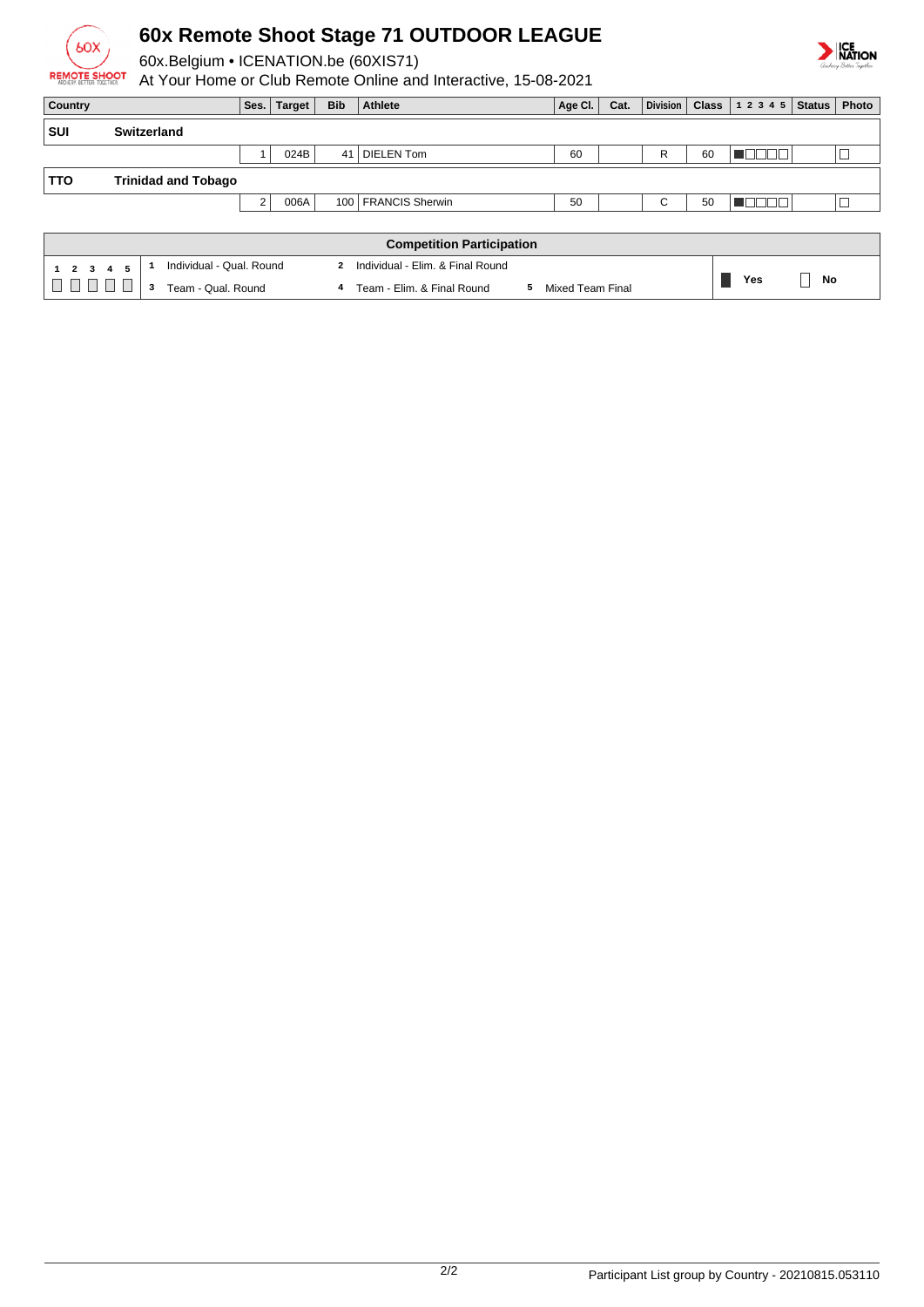# 60x Remote Shoot Stage 71 OUTDOOR LEAGUE

60x.Belgium • ICENATION.be (60XIS71)

At Your Home or Club Remote Online and Interactive, 15-08-2021

| Country | | Ses. | Target | Bib | Athlete | Age Cl. | Cat. | Division | Class | 1 2 3 4 5 | Status | Photo |
|---|---|---|---|---|---|---|---|---|---|---|---|---|
| **SUI** | **Switzerland** | | | | | | | | | | | |
| | | 1 | 024B | 41 | DIELEN Tom | 60 | | R | 60 | ■□□□□ | | □ |
| **TTO** | **Trinidad and Tobago** | | | | | | | | | | | |
| | | 2 | 006A | 100 | FRANCIS Sherwin | 50 | | C | 50 | ■□□□□ | | □ |

**Competition Participation**

| | | | |
|---|---|---|---|
| 1 2 3 4 5 | **1** Individual - Qual. Round | **2** Individual - Elim. & Final Round | ■ Yes □ No |
| □ □ □ □ □ | **3** Team - Qual. Round | **4** Team - Elim. & Final Round **5** Mixed Team Final | |

Participant List group by Country - 20210815.053110